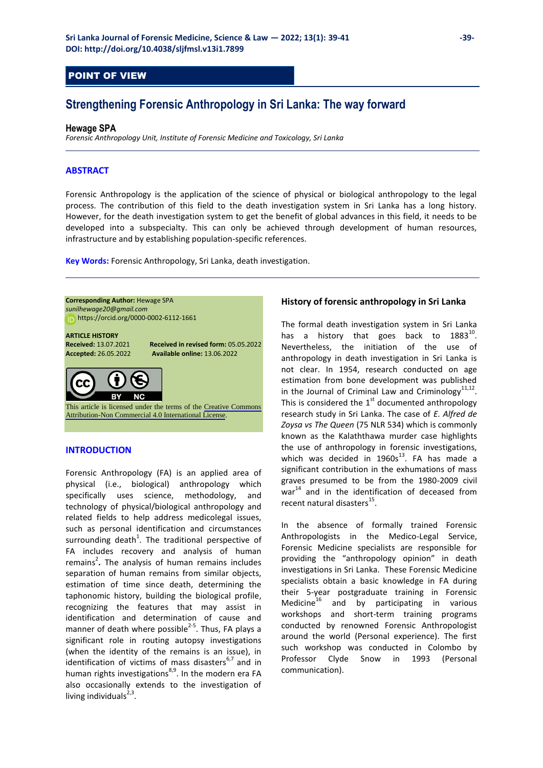POINT OF VIEW

# Strengthening Forensic Anthropology in Sri Lanka: The way forward

**Hewage SPA**

*Forensic Anthropology Unit, Institute of Forensic Medicine and Toxicology, Sri Lanka*

## ABSTRACT

Forensic Anthropology is the application of the science of physical or biological anthropology to the legal process. The contribution of this field to the death investigation system in Sri Lanka has a long history. However, for the death investigation system to get the benefit of global advances in this field, it needs to be developed into a subspecialty. This can only be achieved through development of human resources, infrastructure and by establishing population-specific references.

**Key Words:** Forensic Anthropology, Sri Lanka, death investigation.

**Corresponding Author:** Hewage SPA
*sunilhewage20@gmail.com*
https://orcid.org/0000-0002-6112-1661

**ARTICLE HISTORY**
**Received:** 13.07.2021
**Received in revised form:** 05.05.2022
**Accepted:** 26.05.2022
**Available online:** 13.06.2022

This article is licensed under the terms of the Creative Commons Attribution-Non Commercial 4.0 International License.

## INTRODUCTION

Forensic Anthropology (FA) is an applied area of physical (i.e., biological) anthropology which specifically uses science, methodology, and technology of physical/biological anthropology and related fields to help address medicolegal issues, such as personal identification and circumstances surrounding death[1]. The traditional perspective of FA includes recovery and analysis of human remains[2]. The analysis of human remains includes separation of human remains from similar objects, estimation of time since death, determining the taphonomic history, building the biological profile, recognizing the features that may assist in identification and determination of cause and manner of death where possible[2-5]. Thus, FA plays a significant role in routing autopsy investigations (when the identity of the remains is an issue), in identification of victims of mass disasters[6,7] and in human rights investigations[8,9]. In the modern era FA also occasionally extends to the investigation of living individuals[2,3].

## History of forensic anthropology in Sri Lanka

The formal death investigation system in Sri Lanka has a history that goes back to 1883[10]. Nevertheless, the initiation of the use of anthropology in death investigation in Sri Lanka is not clear. In 1954, research conducted on age estimation from bone development was published in the Journal of Criminal Law and Criminology[11,12]. This is considered the 1st documented anthropology research study in Sri Lanka. The case of *E. Alfred de Zoysa vs The Queen* (75 NLR 534) which is commonly known as the Kalaththawa murder case highlights the use of anthropology in forensic investigations, which was decided in 1960s[13]. FA has made a significant contribution in the exhumations of mass graves presumed to be from the 1980-2009 civil war[14] and in the identification of deceased from recent natural disasters[15].

In the absence of formally trained Forensic Anthropologists in the Medico-Legal Service, Forensic Medicine specialists are responsible for providing the "anthropology opinion" in death investigations in Sri Lanka. These Forensic Medicine specialists obtain a basic knowledge in FA during their 5-year postgraduate training in Forensic Medicine[16] and by participating in various workshops and short-term training programs conducted by renowned Forensic Anthropologist around the world (Personal experience). The first such workshop was conducted in Colombo by Professor Clyde Snow in 1993 (Personal communication).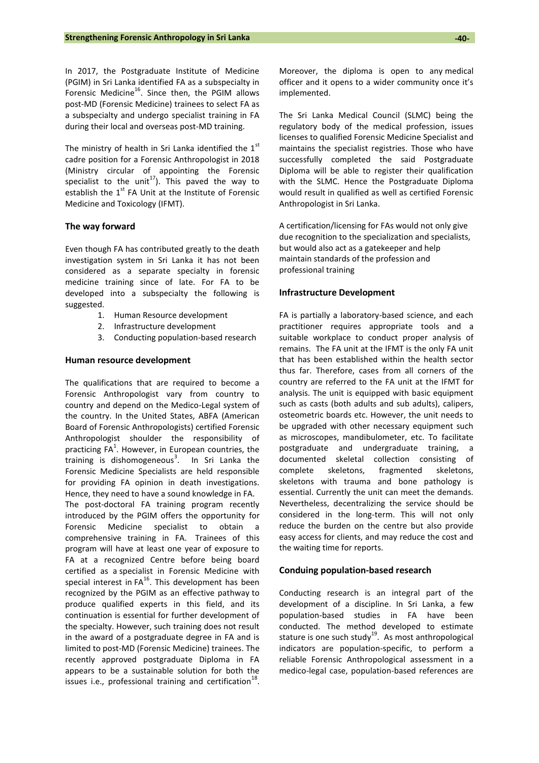In 2017, the Postgraduate Institute of Medicine (PGIM) in Sri Lanka identified FA as a subspecialty in Forensic Medicine[16]. Since then, the PGIM allows post-MD (Forensic Medicine) trainees to select FA as a subspecialty and undergo specialist training in FA during their local and overseas post-MD training.

The ministry of health in Sri Lanka identified the 1[st] cadre position for a Forensic Anthropologist in 2018 (Ministry circular of appointing the Forensic specialist to the unit[17]). This paved the way to establish the 1[st] FA Unit at the Institute of Forensic Medicine and Toxicology (IFMT).

## The way forward

Even though FA has contributed greatly to the death investigation system in Sri Lanka it has not been considered as a separate specialty in forensic medicine training since of late. For FA to be developed into a subspecialty the following is suggested.

1. Human Resource development
2. Infrastructure development
3. Conducting population-based research

## Human resource development

The qualifications that are required to become a Forensic Anthropologist vary from country to country and depend on the Medico-Legal system of the country. In the United States, ABFA (American Board of Forensic Anthropologists) certified Forensic Anthropologist shoulder the responsibility of practicing FA[1]. However, in European countries, the training is dishomogeneous[3]. In Sri Lanka the Forensic Medicine Specialists are held responsible for providing FA opinion in death investigations. Hence, they need to have a sound knowledge in FA.

The post-doctoral FA training program recently introduced by the PGIM offers the opportunity for Forensic Medicine specialist to obtain a comprehensive training in FA. Trainees of this program will have at least one year of exposure to FA at a recognized Centre before being board certified as a specialist in Forensic Medicine with special interest in FA[16]. This development has been recognized by the PGIM as an effective pathway to produce qualified experts in this field, and its continuation is essential for further development of the specialty. However, such training does not result in the award of a postgraduate degree in FA and is limited to post-MD (Forensic Medicine) trainees. The recently approved postgraduate Diploma in FA appears to be a sustainable solution for both the issues i.e., professional training and certification[18]. Moreover, the diploma is open to any medical officer and it opens to a wider community once it's implemented.

The Sri Lanka Medical Council (SLMC) being the regulatory body of the medical profession, issues licenses to qualified Forensic Medicine Specialist and maintains the specialist registries. Those who have successfully completed the said Postgraduate Diploma will be able to register their qualification with the SLMC. Hence the Postgraduate Diploma would result in qualified as well as certified Forensic Anthropologist in Sri Lanka.

A certification/licensing for FAs would not only give due recognition to the specialization and specialists, but would also act as a gatekeeper and help maintain standards of the profession and professional training

## Infrastructure Development

FA is partially a laboratory-based science, and each practitioner requires appropriate tools and a suitable workplace to conduct proper analysis of remains. The FA unit at the IFMT is the only FA unit that has been established within the health sector thus far. Therefore, cases from all corners of the country are referred to the FA unit at the IFMT for analysis. The unit is equipped with basic equipment such as casts (both adults and sub adults), calipers, osteometric boards etc. However, the unit needs to be upgraded with other necessary equipment such as microscopes, mandibulometer, etc. To facilitate postgraduate and undergraduate training, a documented skeletal collection consisting of complete skeletons, fragmented skeletons, skeletons with trauma and bone pathology is essential. Currently the unit can meet the demands. Nevertheless, decentralizing the service should be considered in the long-term. This will not only reduce the burden on the centre but also provide easy access for clients, and may reduce the cost and the waiting time for reports.

## Conduing population-based research

Conducting research is an integral part of the development of a discipline. In Sri Lanka, a few population-based studies in FA have been conducted. The method developed to estimate stature is one such study[19]. As most anthropological indicators are population-specific, to perform a reliable Forensic Anthropological assessment in a medico-legal case, population-based references are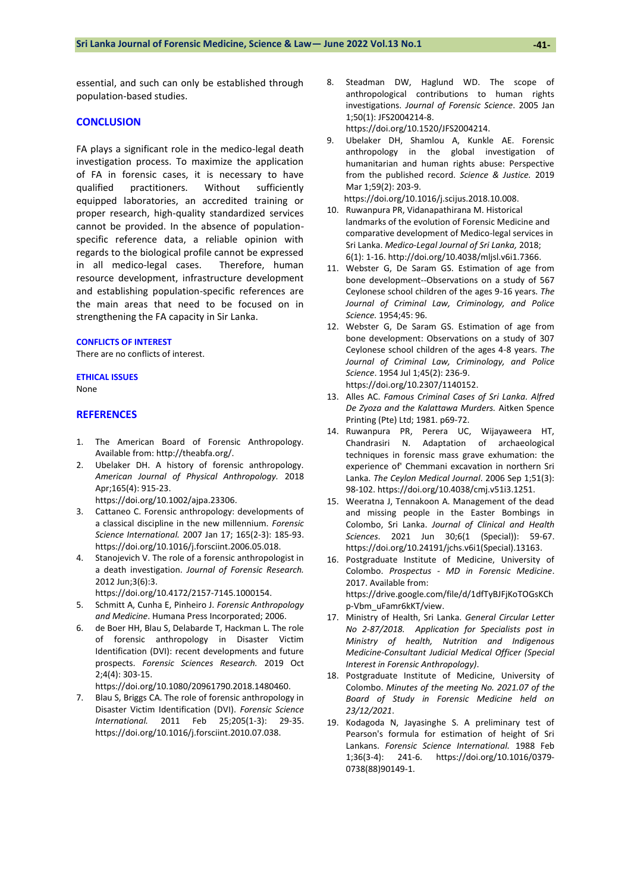essential, and such can only be established through population-based studies.

## CONCLUSION

FA plays a significant role in the medico-legal death investigation process. To maximize the application of FA in forensic cases, it is necessary to have qualified practitioners. Without sufficiently equipped laboratories, an accredited training or proper research, high-quality standardized services cannot be provided. In the absence of population-specific reference data, a reliable opinion with regards to the biological profile cannot be expressed in all medico-legal cases. Therefore, human resource development, infrastructure development and establishing population-specific references are the main areas that need to be focused on in strengthening the FA capacity in Sir Lanka.

### CONFLICTS OF INTEREST

There are no conflicts of interest.

### ETHICAL ISSUES

None

## REFERENCES

1. The American Board of Forensic Anthropology. Available from: http://theabfa.org/.
2. Ubelaker DH. A history of forensic anthropology. *American Journal of Physical Anthropology.* 2018 Apr;165(4): 915-23. https://doi.org/10.1002/ajpa.23306.
3. Cattaneo C. Forensic anthropology: developments of a classical discipline in the new millennium. *Forensic Science International.* 2007 Jan 17; 165(2-3): 185-93. https://doi.org/10.1016/j.forsciint.2006.05.018.
4. Stanojevich V. The role of a forensic anthropologist in a death investigation. *Journal of Forensic Research.* 2012 Jun;3(6):3. https://doi.org/10.4172/2157-7145.1000154.
5. Schmitt A, Cunha E, Pinheiro J. *Forensic Anthropology and Medicine*. Humana Press Incorporated; 2006.
6. de Boer HH, Blau S, Delabarde T, Hackman L. The role of forensic anthropology in Disaster Victim Identification (DVI): recent developments and future prospects. *Forensic Sciences Research.* 2019 Oct 2;4(4): 303-15. https://doi.org/10.1080/20961790.2018.1480460.
7. Blau S, Briggs CA. The role of forensic anthropology in Disaster Victim Identification (DVI). *Forensic Science International.* 2011 Feb 25;205(1-3): 29-35. https://doi.org/10.1016/j.forsciint.2010.07.038.
8. Steadman DW, Haglund WD. The scope of anthropological contributions to human rights investigations. *Journal of Forensic Science*. 2005 Jan 1;50(1): JFS2004214-8. https://doi.org/10.1520/JFS2004214.
9. Ubelaker DH, Shamlou A, Kunkle AE. Forensic anthropology in the global investigation of humanitarian and human rights abuse: Perspective from the published record. *Science & Justice.* 2019 Mar 1;59(2): 203-9. https://doi.org/10.1016/j.scijus.2018.10.008.
10. Ruwanpura PR, Vidanapathirana M. Historical landmarks of the evolution of Forensic Medicine and comparative development of Medico-legal services in Sri Lanka. *Medico-Legal Journal of Sri Lanka,* 2018; 6(1): 1-16. http://doi.org/10.4038/mljsl.v6i1.7366.
11. Webster G, De Saram GS. Estimation of age from bone development--Observations on a study of 567 Ceylonese school children of the ages 9-16 years. *The Journal of Criminal Law, Criminology, and Police Science.* 1954;45: 96.
12. Webster G, De Saram GS. Estimation of age from bone development: Observations on a study of 307 Ceylonese school children of the ages 4-8 years. *The Journal of Criminal Law, Criminology, and Police Science*. 1954 Jul 1;45(2): 236-9. https://doi.org/10.2307/1140152.
13. Alles AC. *Famous Criminal Cases of Sri Lanka. Alfred De Zyoza and the Kalattawa Murders.* Aitken Spence Printing (Pte) Ltd; 1981. p69-72.
14. Ruwanpura PR, Perera UC, Wijayaweera HT, Chandrasiri N. Adaptation of archaeological techniques in forensic mass grave exhumation: the experience of' Chemmani excavation in northern Sri Lanka. *The Ceylon Medical Journal*. 2006 Sep 1;51(3): 98-102. https://doi.org/10.4038/cmj.v51i3.1251.
15. Weeratna J, Tennakoon A. Management of the dead and missing people in the Easter Bombings in Colombo, Sri Lanka. *Journal of Clinical and Health Sciences.* 2021 Jun 30;6(1 (Special)): 59-67. https://doi.org/10.24191/jchs.v6i1(Special).13163.
16. Postgraduate Institute of Medicine, University of Colombo. *Prospectus - MD in Forensic Medicine*. 2017. Available from: https://drive.google.com/file/d/1dfTyBJFjKoTOGsKChp-Vbm_uFamr6kKT/view.
17. Ministry of Health, Sri Lanka. *General Circular Letter No 2-87/2018. Application for Specialists post in Ministry of health, Nutrition and Indigenous Medicine-Consultant Judicial Medical Officer (Special Interest in Forensic Anthropology).*
18. Postgraduate Institute of Medicine, University of Colombo. *Minutes of the meeting No. 2021.07 of the Board of Study in Forensic Medicine held on 23/12/2021*.
19. Kodagoda N, Jayasinghe S. A preliminary test of Pearson's formula for estimation of height of Sri Lankans. *Forensic Science International.* 1988 Feb 1;36(3-4): 241-6. https://doi.org/10.1016/0379-0738(88)90149-1.